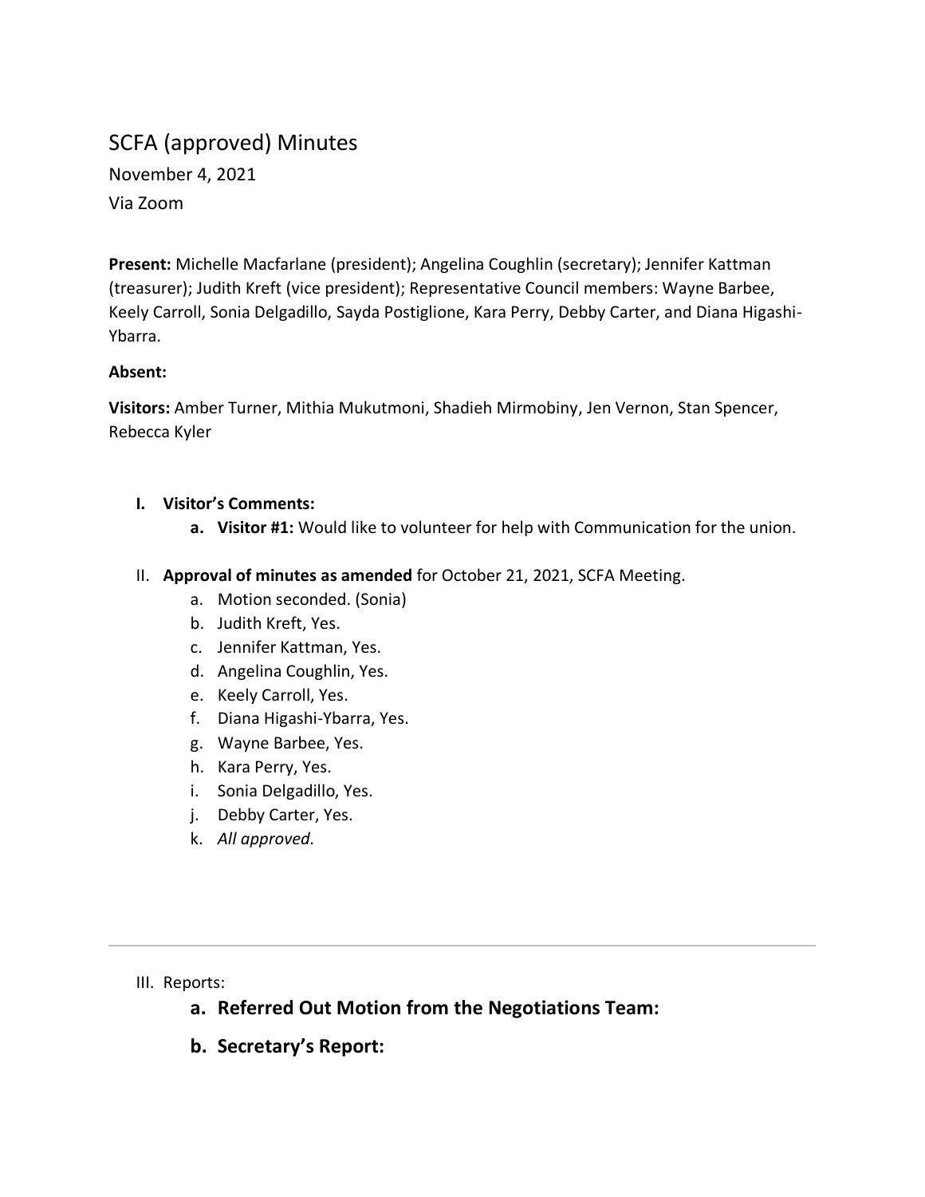# SCFA (approved) Minutes

November 4, 2021

Via Zoom

**Present:** Michelle Macfarlane (president); Angelina Coughlin (secretary); Jennifer Kattman (treasurer); Judith Kreft (vice president); Representative Council members: Wayne Barbee, Keely Carroll, Sonia Delgadillo, Sayda Postiglione, Kara Perry, Debby Carter, and Diana Higashi-Ybarra.

**Absent:**

**Visitors:** Amber Turner, Mithia Mukutmoni, Shadieh Mirmobiny, Jen Vernon, Stan Spencer, Rebecca Kyler

I. **Visitor's Comments:**
   a. **Visitor #1:** Would like to volunteer for help with Communication for the union.

II. **Approval of minutes as amended** for October 21, 2021, SCFA Meeting.
   a. Motion seconded. (Sonia)
   b. Judith Kreft, Yes.
   c. Jennifer Kattman, Yes.
   d. Angelina Coughlin, Yes.
   e. Keely Carroll, Yes.
   f. Diana Higashi-Ybarra, Yes.
   g. Wayne Barbee, Yes.
   h. Kara Perry, Yes.
   i. Sonia Delgadillo, Yes.
   j. Debby Carter, Yes.
   k. *All approved.*

---

III. Reports:
   a. **Referred Out Motion from the Negotiations Team:**
   b. **Secretary's Report:**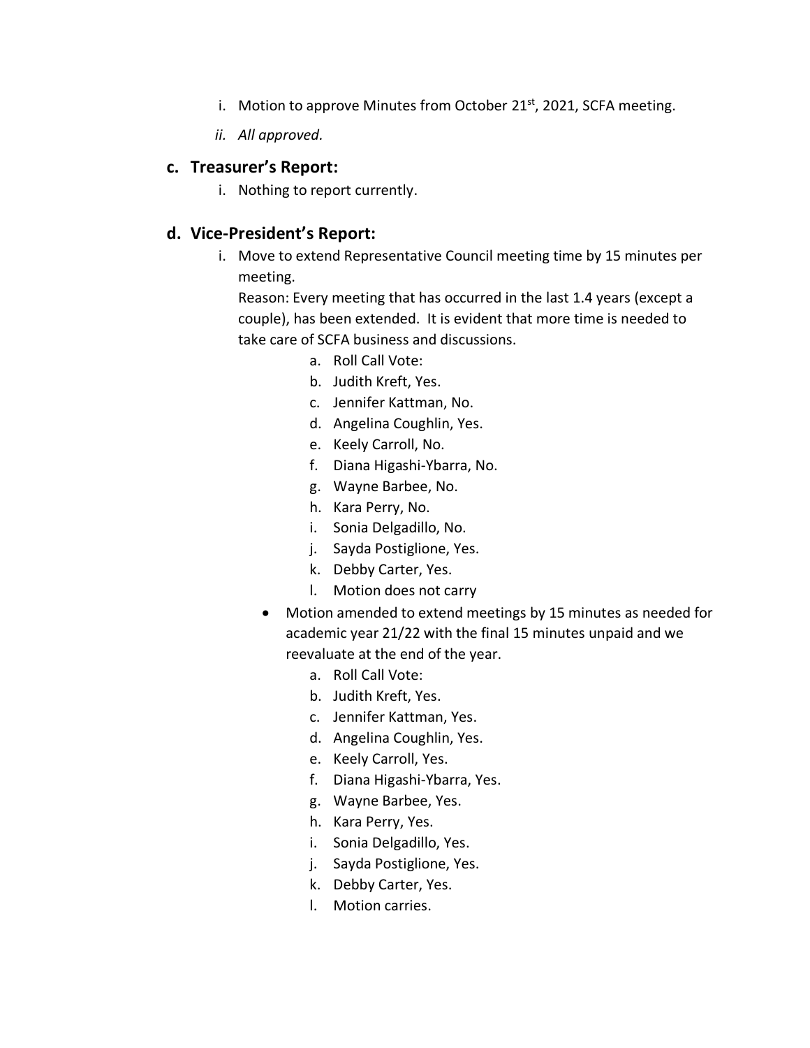i. Motion to approve Minutes from October 21st, 2021, SCFA meeting.

   ii. *All approved.*

### c. Treasurer's Report:

   i. Nothing to report currently.

### d. Vice-President's Report:

   i. Move to extend Representative Council meeting time by 15 minutes per meeting.
   Reason: Every meeting that has occurred in the last 1.4 years (except a couple), has been extended. It is evident that more time is needed to take care of SCFA business and discussions.

      a. Roll Call Vote:
      b. Judith Kreft, Yes.
      c. Jennifer Kattman, No.
      d. Angelina Coughlin, Yes.
      e. Keely Carroll, No.
      f. Diana Higashi-Ybarra, No.
      g. Wayne Barbee, No.
      h. Kara Perry, No.
      i. Sonia Delgadillo, No.
      j. Sayda Postiglione, Yes.
      k. Debby Carter, Yes.
      l. Motion does not carry

   - Motion amended to extend meetings by 15 minutes as needed for academic year 21/22 with the final 15 minutes unpaid and we reevaluate at the end of the year.

      a. Roll Call Vote:
      b. Judith Kreft, Yes.
      c. Jennifer Kattman, Yes.
      d. Angelina Coughlin, Yes.
      e. Keely Carroll, Yes.
      f. Diana Higashi-Ybarra, Yes.
      g. Wayne Barbee, Yes.
      h. Kara Perry, Yes.
      i. Sonia Delgadillo, Yes.
      j. Sayda Postiglione, Yes.
      k. Debby Carter, Yes.
      l. Motion carries.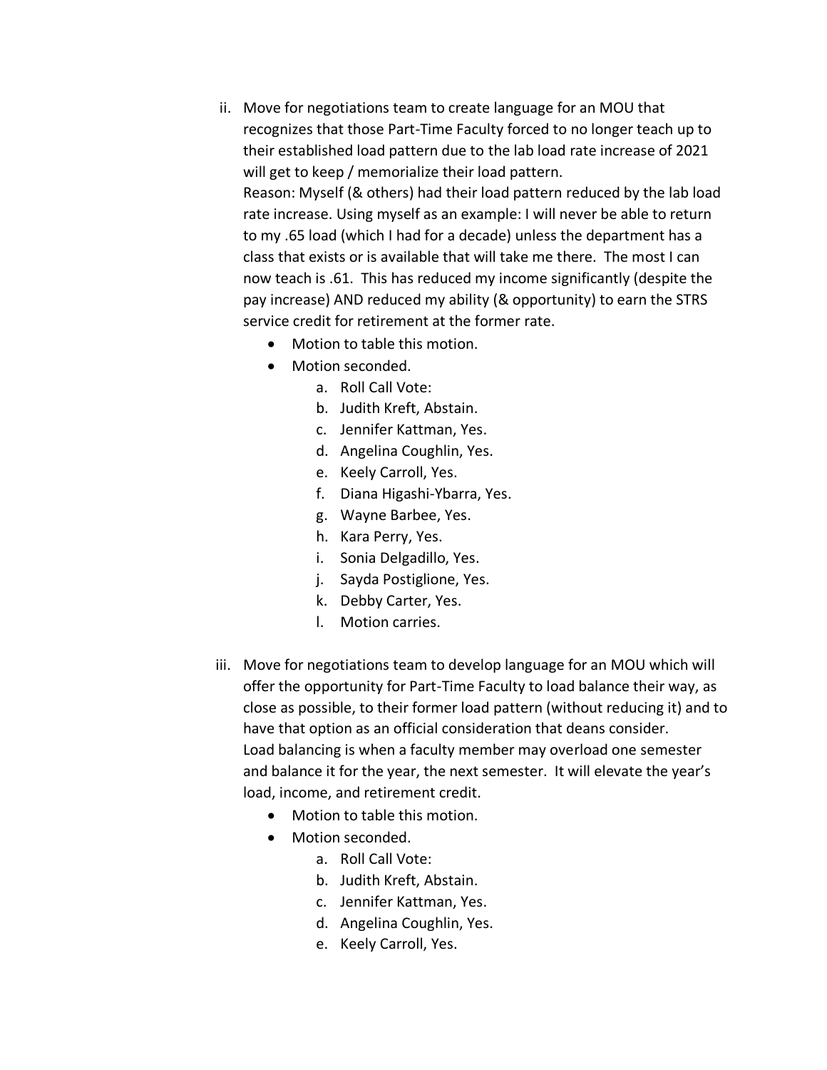ii. Move for negotiations team to create language for an MOU that recognizes that those Part-Time Faculty forced to no longer teach up to their established load pattern due to the lab load rate increase of 2021 will get to keep / memorialize their load pattern.
    Reason: Myself (& others) had their load pattern reduced by the lab load rate increase. Using myself as an example: I will never be able to return to my .65 load (which I had for a decade) unless the department has a class that exists or is available that will take me there. The most I can now teach is .61. This has reduced my income significantly (despite the pay increase) AND reduced my ability (& opportunity) to earn the STRS service credit for retirement at the former rate.
    - Motion to table this motion.
    - Motion seconded.
        a. Roll Call Vote:
        b. Judith Kreft, Abstain.
        c. Jennifer Kattman, Yes.
        d. Angelina Coughlin, Yes.
        e. Keely Carroll, Yes.
        f. Diana Higashi-Ybarra, Yes.
        g. Wayne Barbee, Yes.
        h. Kara Perry, Yes.
        i. Sonia Delgadillo, Yes.
        j. Sayda Postiglione, Yes.
        k. Debby Carter, Yes.
        l. Motion carries.

iii. Move for negotiations team to develop language for an MOU which will offer the opportunity for Part-Time Faculty to load balance their way, as close as possible, to their former load pattern (without reducing it) and to have that option as an official consideration that deans consider.
    Load balancing is when a faculty member may overload one semester and balance it for the year, the next semester. It will elevate the year's load, income, and retirement credit.
    - Motion to table this motion.
    - Motion seconded.
        a. Roll Call Vote:
        b. Judith Kreft, Abstain.
        c. Jennifer Kattman, Yes.
        d. Angelina Coughlin, Yes.
        e. Keely Carroll, Yes.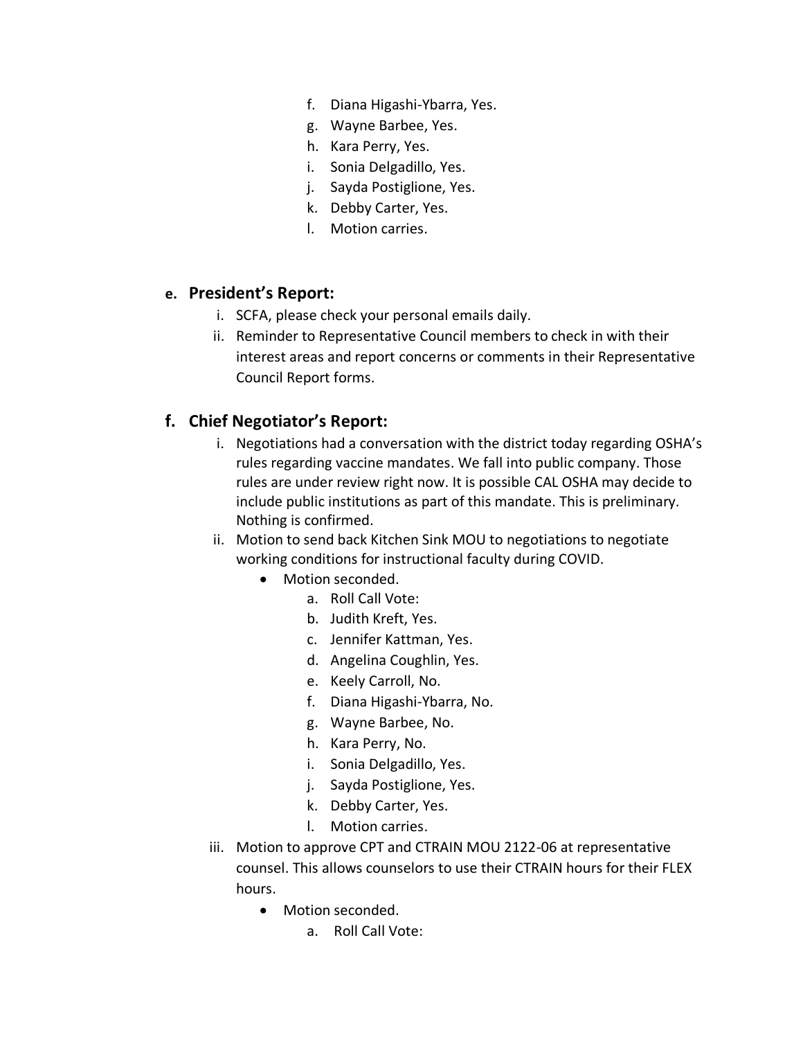f. Diana Higashi-Ybarra, Yes.
g. Wayne Barbee, Yes.
h. Kara Perry, Yes.
i. Sonia Delgadillo, Yes.
j. Sayda Postiglione, Yes.
k. Debby Carter, Yes.
l. Motion carries.

## e. President's Report:

i. SCFA, please check your personal emails daily.
ii. Reminder to Representative Council members to check in with their interest areas and report concerns or comments in their Representative Council Report forms.

## f. Chief Negotiator's Report:

i. Negotiations had a conversation with the district today regarding OSHA's rules regarding vaccine mandates. We fall into public company. Those rules are under review right now. It is possible CAL OSHA may decide to include public institutions as part of this mandate. This is preliminary. Nothing is confirmed.
ii. Motion to send back Kitchen Sink MOU to negotiations to negotiate working conditions for instructional faculty during COVID.
   - Motion seconded.
      a. Roll Call Vote:
      b. Judith Kreft, Yes.
      c. Jennifer Kattman, Yes.
      d. Angelina Coughlin, Yes.
      e. Keely Carroll, No.
      f. Diana Higashi-Ybarra, No.
      g. Wayne Barbee, No.
      h. Kara Perry, No.
      i. Sonia Delgadillo, Yes.
      j. Sayda Postiglione, Yes.
      k. Debby Carter, Yes.
      l. Motion carries.
iii. Motion to approve CPT and CTRAIN MOU 2122-06 at representative counsel. This allows counselors to use their CTRAIN hours for their FLEX hours.
   - Motion seconded.
      a. Roll Call Vote: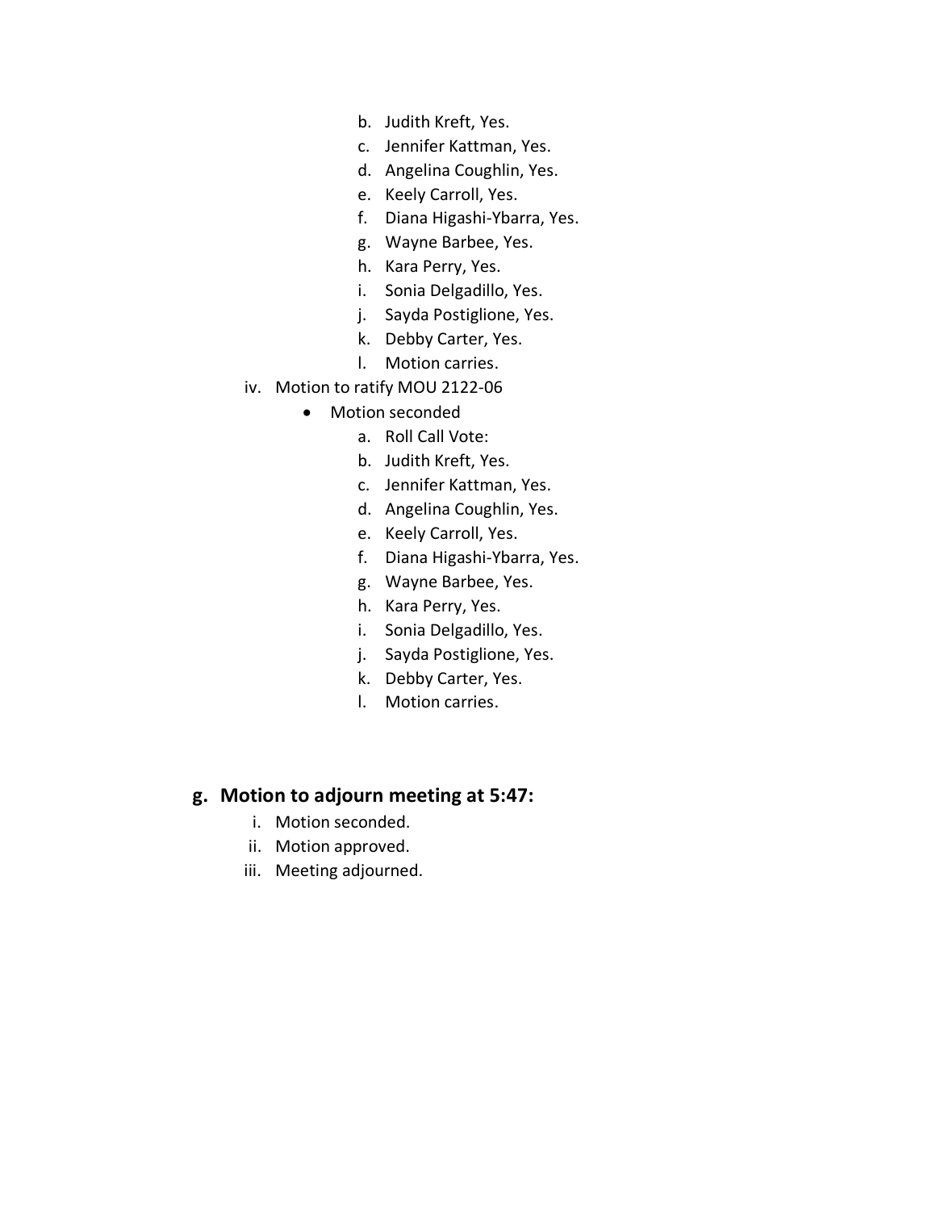b. Judith Kreft, Yes.
c. Jennifer Kattman, Yes.
d. Angelina Coughlin, Yes.
e. Keely Carroll, Yes.
f. Diana Higashi-Ybarra, Yes.
g. Wayne Barbee, Yes.
h. Kara Perry, Yes.
i. Sonia Delgadillo, Yes.
j. Sayda Postiglione, Yes.
k. Debby Carter, Yes.
l. Motion carries.

iv. Motion to ratify MOU 2122-06

- Motion seconded
  a. Roll Call Vote:
  b. Judith Kreft, Yes.
  c. Jennifer Kattman, Yes.
  d. Angelina Coughlin, Yes.
  e. Keely Carroll, Yes.
  f. Diana Higashi-Ybarra, Yes.
  g. Wayne Barbee, Yes.
  h. Kara Perry, Yes.
  i. Sonia Delgadillo, Yes.
  j. Sayda Postiglione, Yes.
  k. Debby Carter, Yes.
  l. Motion carries.

### g. Motion to adjourn meeting at 5:47:

i. Motion seconded.
ii. Motion approved.
iii. Meeting adjourned.